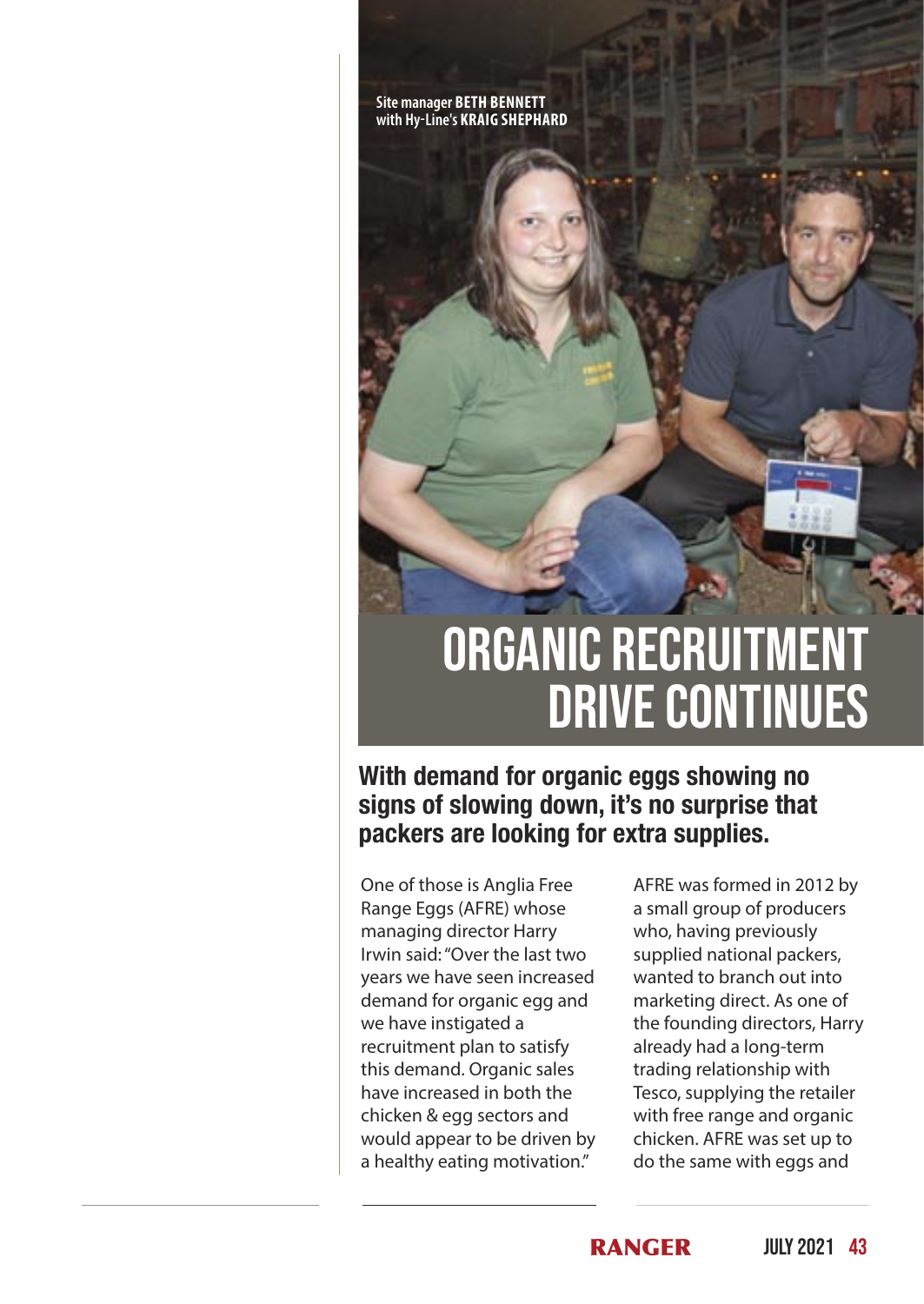Site manager **BETH BENNETT** with Hy-Line's **KRAIG SHEPHARD**

# ORGANIC RECRUITMENT DRIVE CONTINUES

## With demand for organic eggs showing no signs of slowing down, it's no surprise that packers are looking for extra supplies.

One of those is Anglia Free Range Eggs (AFRE) whose managing director Harry Irwin said: "Over the last two years we have seen increased demand for organic egg and we have instigated a recruitment plan to satisfy this demand. Organic sales have increased in both the chicken & egg sectors and would appear to be driven by a healthy eating motivation."

AFRE was formed in 2012 by a small group of producers who, having previously supplied national packers, wanted to branch out into marketing direct. As one of the founding directors, Harry already had a long-term trading relationship with Tesco, supplying the retailer with free range and organic chicken. AFRE was set up to do the same with eggs and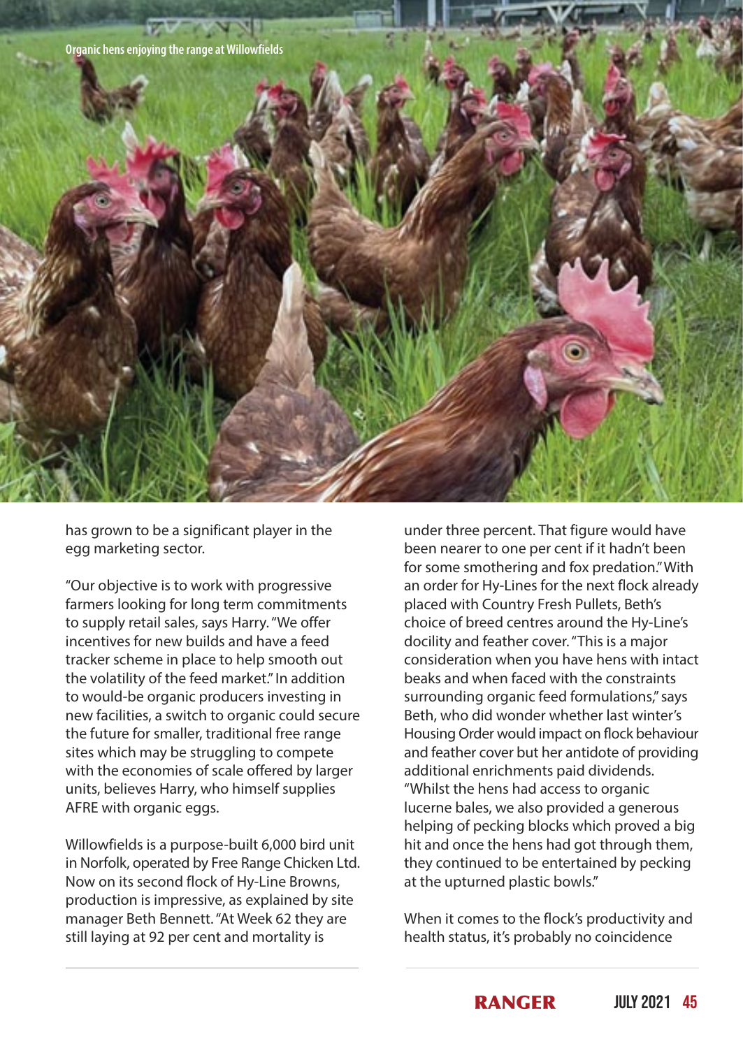Organic hens enjoying the range at Willowfields

has grown to be a significant player in the egg marketing sector.

"Our objective is to work with progressive farmers looking for long term commitments to supply retail sales, says Harry. "We offer incentives for new builds and have a feed tracker scheme in place to help smooth out the volatility of the feed market." In addition to would-be organic producers investing in new facilities, a switch to organic could secure the future for smaller, traditional free range sites which may be struggling to compete with the economies of scale offered by larger units, believes Harry, who himself supplies AFRE with organic eggs.

Willowfields is a purpose-built 6,000 bird unit in Norfolk, operated by Free Range Chicken Ltd. Now on its second flock of Hy-Line Browns, production is impressive, as explained by site manager Beth Bennett. "At Week 62 they are still laying at 92 per cent and mortality is under three percent. That figure would have been nearer to one per cent if it hadn't been for some smothering and fox predation." With an order for Hy-Lines for the next flock already placed with Country Fresh Pullets, Beth's choice of breed centres around the Hy-Line's docility and feather cover. "This is a major consideration when you have hens with intact beaks and when faced with the constraints surrounding organic feed formulations," says Beth, who did wonder whether last winter's Housing Order would impact on flock behaviour and feather cover but her antidote of providing additional enrichments paid dividends. "Whilst the hens had access to organic lucerne bales, we also provided a generous helping of pecking blocks which proved a big hit and once the hens had got through them, they continued to be entertained by pecking at the upturned plastic bowls."

When it comes to the flock's productivity and health status, it's probably no coincidence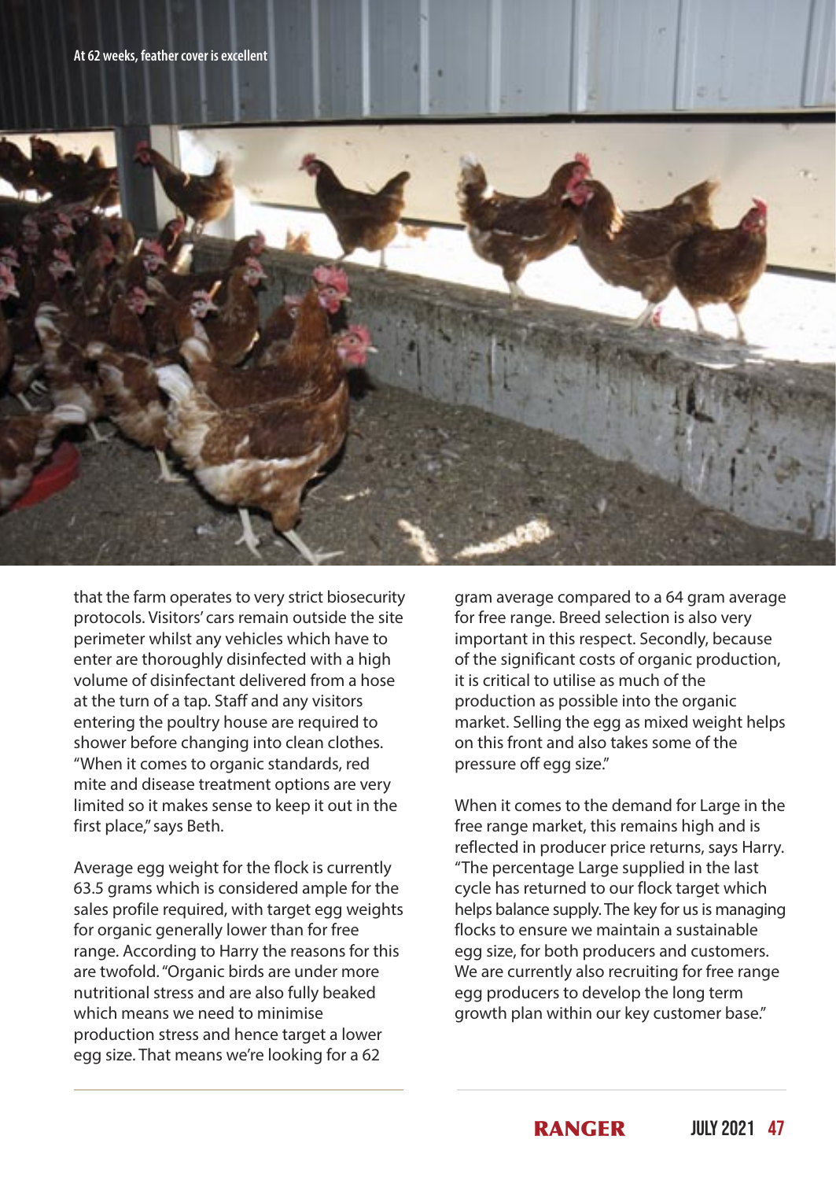At 62 weeks, feather cover is excellent

that the farm operates to very strict biosecurity protocols. Visitors' cars remain outside the site perimeter whilst any vehicles which have to enter are thoroughly disinfected with a high volume of disinfectant delivered from a hose at the turn of a tap. Staff and any visitors entering the poultry house are required to shower before changing into clean clothes. "When it comes to organic standards, red mite and disease treatment options are very limited so it makes sense to keep it out in the first place," says Beth.

Average egg weight for the flock is currently 63.5 grams which is considered ample for the sales profile required, with target egg weights for organic generally lower than for free range. According to Harry the reasons for this are twofold. "Organic birds are under more nutritional stress and are also fully beaked which means we need to minimise production stress and hence target a lower egg size. That means we're looking for a 62 gram average compared to a 64 gram average for free range. Breed selection is also very important in this respect. Secondly, because of the significant costs of organic production, it is critical to utilise as much of the production as possible into the organic market. Selling the egg as mixed weight helps on this front and also takes some of the pressure off egg size."

When it comes to the demand for Large in the free range market, this remains high and is reflected in producer price returns, says Harry. "The percentage Large supplied in the last cycle has returned to our flock target which helps balance supply. The key for us is managing flocks to ensure we maintain a sustainable egg size, for both producers and customers. We are currently also recruiting for free range egg producers to develop the long term growth plan within our key customer base."